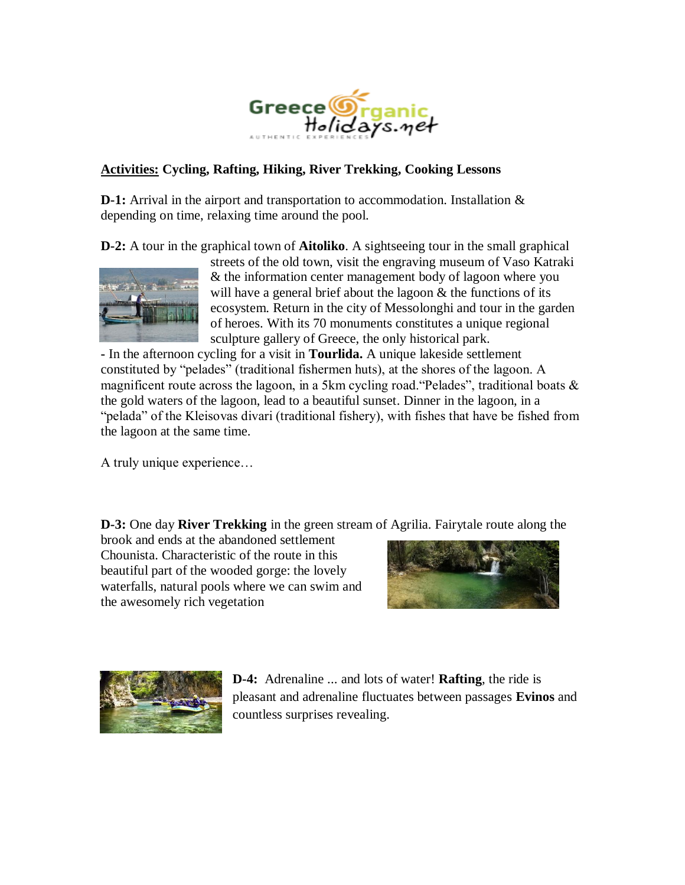**Activities:** **Cycling, Rafting, Hiking, River Trekking, Cooking Lessons**

**D-1:** Arrival in the airport and transportation to accommodation. Installation & depending on time, relaxing time around the pool.

**D-2:** A tour in the graphical town of **Aitoliko**. A sightseeing tour in the small graphical streets of the old town, visit the engraving museum of Vaso Katraki & the information center management body of lagoon where you will have a general brief about the lagoon & the functions of its ecosystem. Return in the city of Messolonghi and tour in the garden of heroes. With its 70 monuments constitutes a unique regional sculpture gallery of Greece, the only historical park.

**-** In the afternoon cycling for a visit in **Tourlida.** A unique lakeside settlement constituted by "pelades" (traditional fishermen huts), at the shores of the lagoon. A magnificent route across the lagoon, in a 5km cycling road."Pelades", traditional boats & the gold waters of the lagoon, lead to a beautiful sunset. Dinner in the lagoon, in a "pelada" of the Kleisovas divari (traditional fishery), with fishes that have be fished from the lagoon at the same time.

A truly unique experience…

**D-3:** One day **River Trekking** in the green stream of Agrilia. Fairytale route along the brook and ends at the abandoned settlement Chounista. Characteristic of the route in this beautiful part of the wooded gorge: the lovely waterfalls, natural pools where we can swim and the awesomely rich vegetation

**D-4:** Adrenaline ... and lots of water! **Rafting**, the ride is pleasant and adrenaline fluctuates between passages **Evinos** and countless surprises revealing.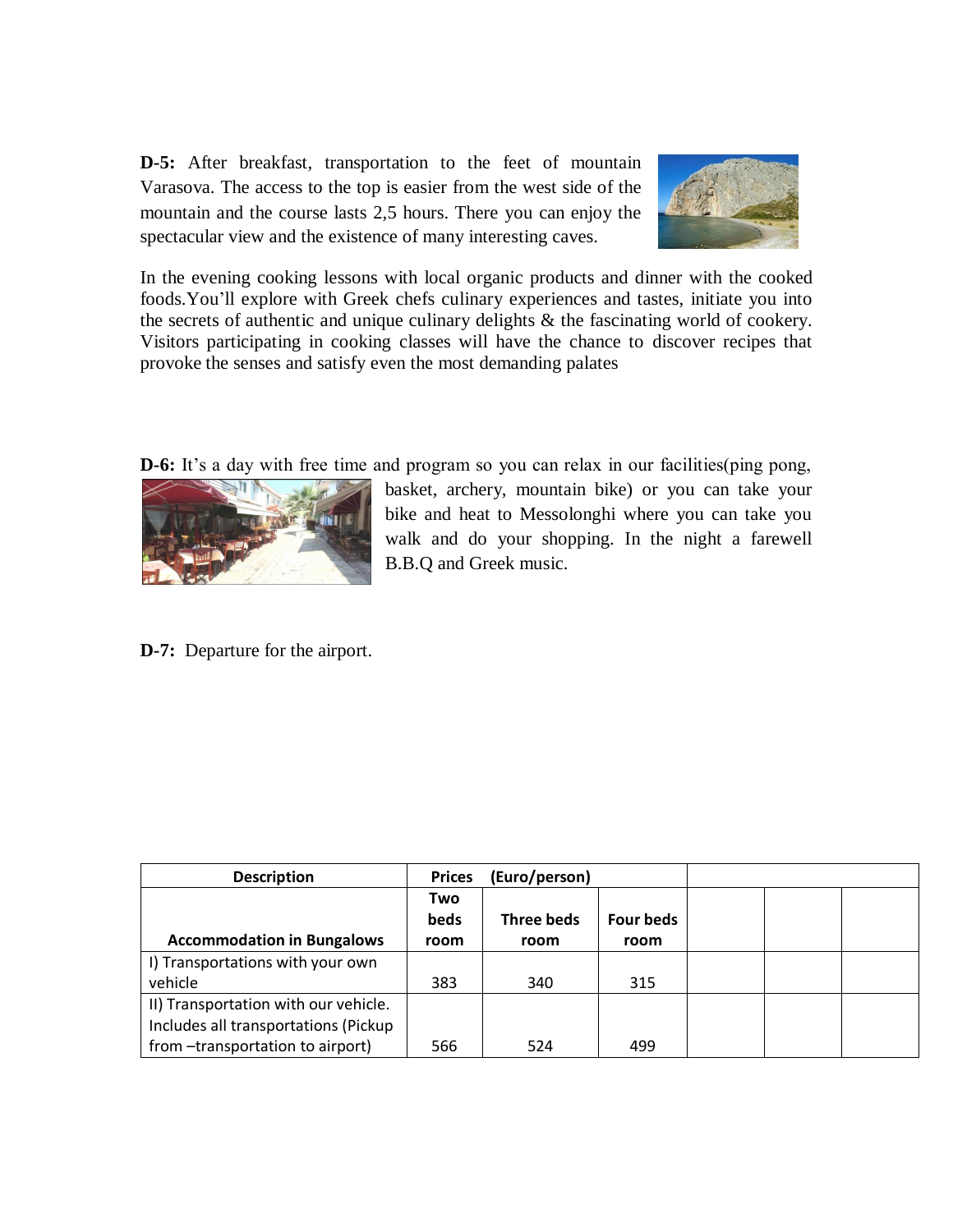**D-5:** After breakfast, transportation to the feet of mountain Varasova. The access to the top is easier from the west side of the mountain and the course lasts 2,5 hours. There you can enjoy the spectacular view and the existence of many interesting caves.

In the evening cooking lessons with local organic products and dinner with the cooked foods.You'll explore with Greek chefs culinary experiences and tastes, initiate you into the secrets of authentic and unique culinary delights & the fascinating world of cookery. Visitors participating in cooking classes will have the chance to discover recipes that provoke the senses and satisfy even the most demanding palates

**D-6:** It's a day with free time and program so you can relax in our facilities(ping pong, basket, archery, mountain bike) or you can take your bike and heat to Messolonghi where you can take you walk and do your shopping. In the night a farewell B.B.Q and Greek music.

**D-7:** Departure for the airport.

| Description | Prices (Euro/person) | | | | | |
|---|---|---|---|---|---|---|
| **Accommodation in Bungalows** | **Two beds room** | **Three beds room** | **Four beds room** | | | |
| I) Transportations with your own vehicle | 383 | 340 | 315 | | | |
| II) Transportation with our vehicle. Includes all transportations (Pickup from –transportation to airport) | 566 | 524 | 499 | | | |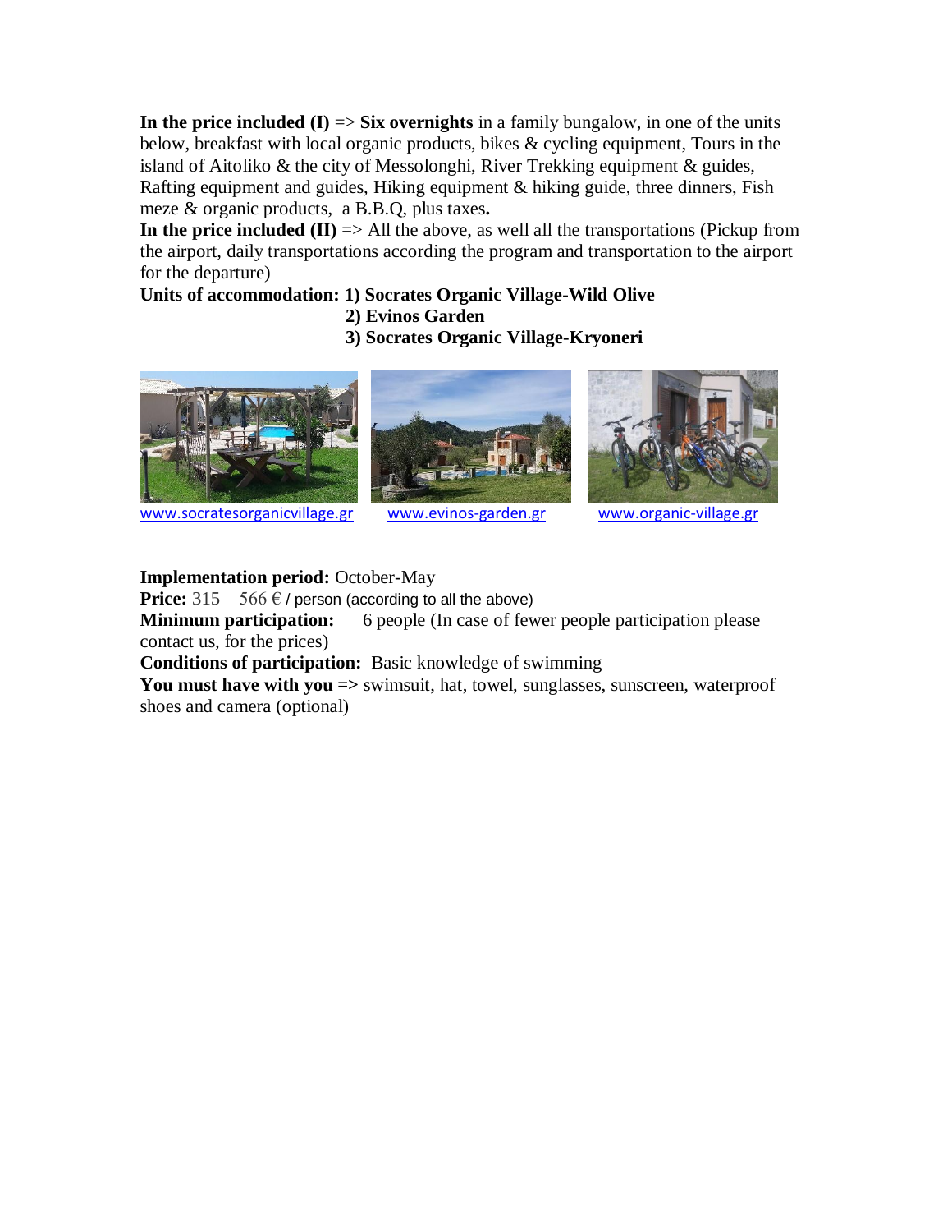**In the price included (I)** => **Six overnights** in a family bungalow, in one of the units below, breakfast with local organic products, bikes & cycling equipment, Tours in the island of Aitoliko & the city of Messolonghi, River Trekking equipment & guides, Rafting equipment and guides, Hiking equipment & hiking guide, three dinners, Fish meze & organic products, a B.B.Q, plus taxes**.**

**In the price included (II)** => All the above, as well all the transportations (Pickup from the airport, daily transportations according the program and transportation to the airport for the departure)

**Units of accommodation: 1) Socrates Organic Village-Wild Olive**
**2) Evinos Garden**
**3) Socrates Organic Village-Kryoneri**

www.socratesorganicvillage.gr www.evinos-garden.gr www.organic-village.gr

**Implementation period:** October-May
**Price:** 315 – 566 € / person (according to all the above)
**Minimum participation:** 6 people (In case of fewer people participation please contact us, for the prices)
**Conditions of participation:** Basic knowledge of swimming
**You must have with you =>** swimsuit, hat, towel, sunglasses, sunscreen, waterproof shoes and camera (optional)